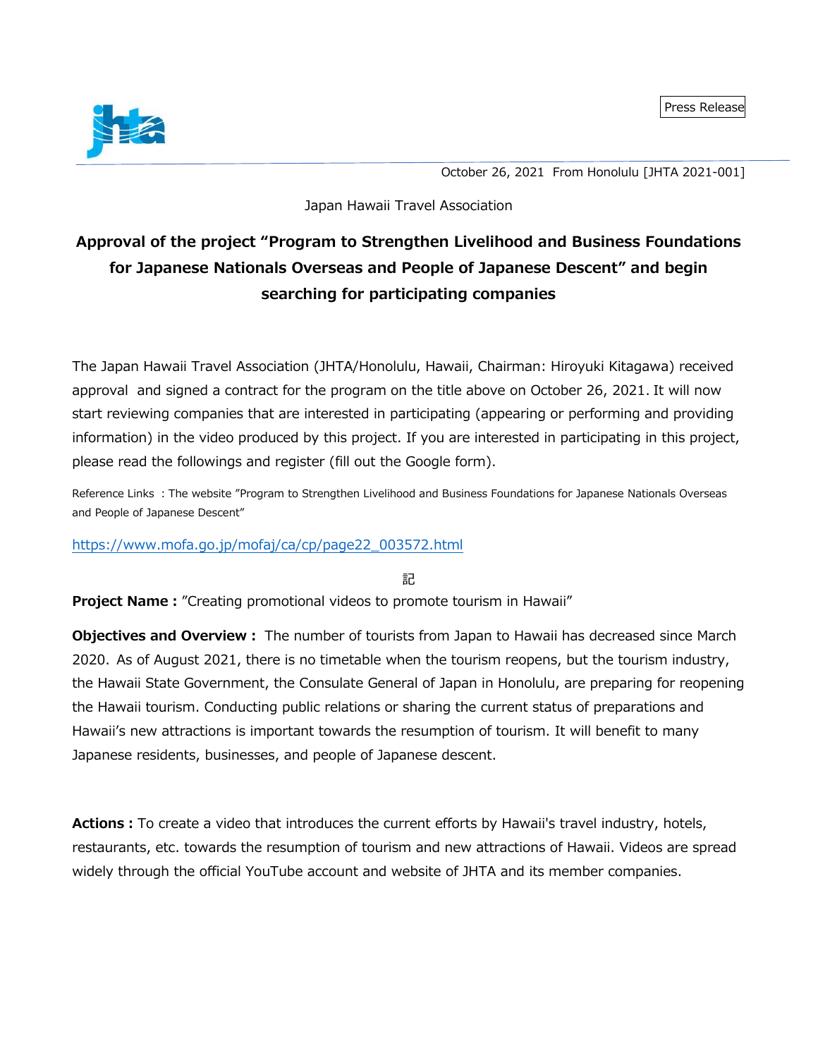Press Release

October 26, 2021 From Honolulu [JHTA 2021-001]

Japan Hawaii Travel Association

# Approval of the project "Program to Strengthen Livelihood and Business Foundations for Japanese Nationals Overseas and People of Japanese Descent" and begin searching for participating companies

The Japan Hawaii Travel Association (JHTA/Honolulu, Hawaii, Chairman: Hiroyuki Kitagawa) received approval and signed a contract for the program on the title above on October 26, 2021. It will now start reviewing companies that are interested in participating (appearing or performing and providing information) in the video produced by this project. If you are interested in participating in this project, please read the followings and register (fill out the Google form).

Reference Links : The website "Program to Strengthen Livelihood and Business Foundations for Japanese Nationals Overseas and People of Japanese Descent"

https://www.mofa.go.jp/mofaj/ca/cp/page22_003572.html

記

**Project Name :** "Creating promotional videos to promote tourism in Hawaii"

**Objectives and Overview :** The number of tourists from Japan to Hawaii has decreased since March 2020. As of August 2021, there is no timetable when the tourism reopens, but the tourism industry, the Hawaii State Government, the Consulate General of Japan in Honolulu, are preparing for reopening the Hawaii tourism. Conducting public relations or sharing the current status of preparations and Hawaii's new attractions is important towards the resumption of tourism. It will benefit to many Japanese residents, businesses, and people of Japanese descent.

**Actions :** To create a video that introduces the current efforts by Hawaii's travel industry, hotels, restaurants, etc. towards the resumption of tourism and new attractions of Hawaii. Videos are spread widely through the official YouTube account and website of JHTA and its member companies.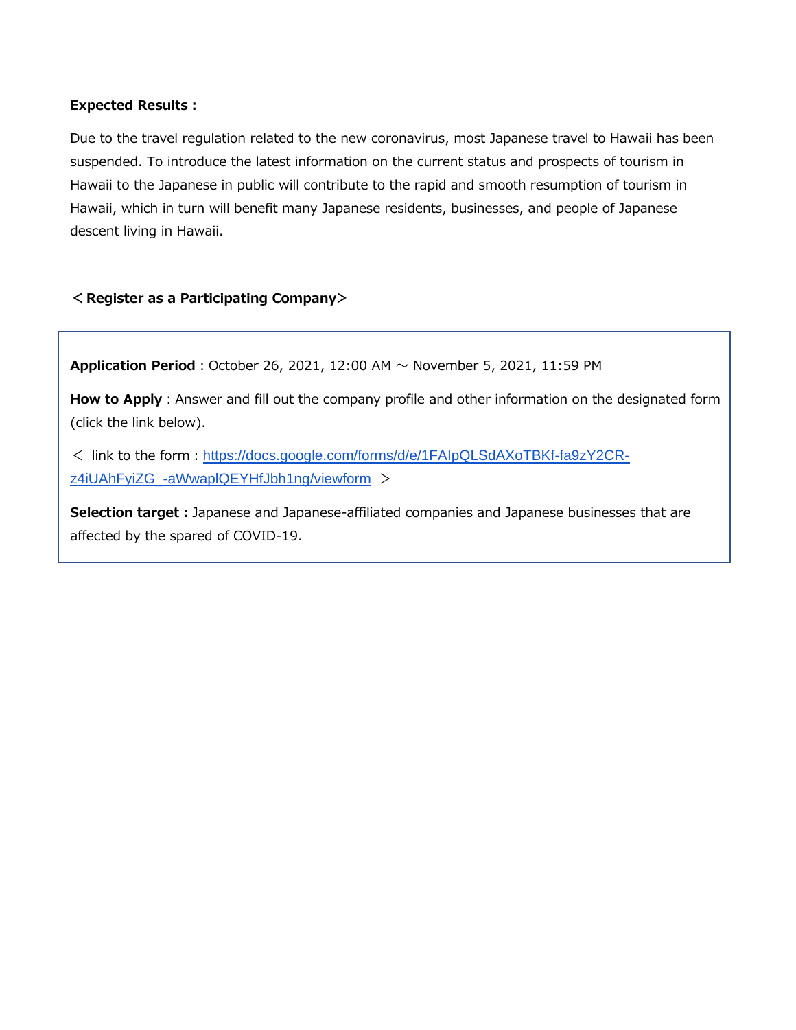**Expected Results :**

Due to the travel regulation related to the new coronavirus, most Japanese travel to Hawaii has been suspended. To introduce the latest information on the current status and prospects of tourism in Hawaii to the Japanese in public will contribute to the rapid and smooth resumption of tourism in Hawaii, which in turn will benefit many Japanese residents, businesses, and people of Japanese descent living in Hawaii.

**＜Register as a Participating Company＞**

**Application Period** : October 26, 2021, 12:00 AM ～ November 5, 2021, 11:59 PM

**How to Apply** : Answer and fill out the company profile and other information on the designated form (click the link below).

＜ link to the form : https://docs.google.com/forms/d/e/1FAIpQLSdAXoTBKf-fa9zY2CR-z4iUAhFyiZG_-aWwaplQEYHfJbh1ng/viewform ＞

**Selection target :** Japanese and Japanese-affiliated companies and Japanese businesses that are affected by the spared of COVID-19.